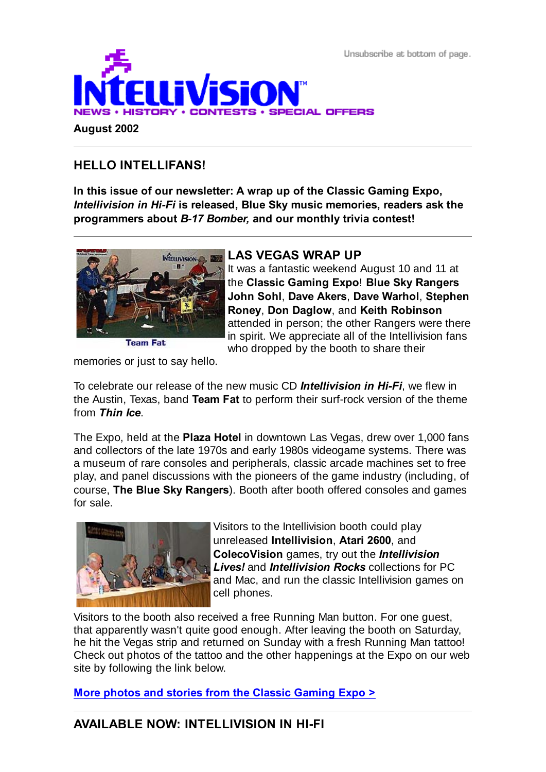Unsubscribe at bottom of page.

# INTELLIVISION

NEWS • HISTORY • CONTESTS • SPECIAL OFFERS

**August 2002**

## HELLO INTELLIFANS!

**In this issue of our newsletter: A wrap up of the Classic Gaming Expo, *Intellivision in Hi-Fi* is released, Blue Sky music memories, readers ask the programmers about *B-17 Bomber,* and our monthly trivia contest!**

Team Fat

## LAS VEGAS WRAP UP

It was a fantastic weekend August 10 and 11 at the **Classic Gaming Expo**! **Blue Sky Rangers John Sohl**, **Dave Akers**, **Dave Warhol**, **Stephen Roney**, **Don Daglow**, and **Keith Robinson** attended in person; the other Rangers were there in spirit. We appreciate all of the Intellivision fans who dropped by the booth to share their memories or just to say hello.

To celebrate our release of the new music CD ***Intellivision in Hi-Fi***, we flew in the Austin, Texas, band **Team Fat** to perform their surf-rock version of the theme from ***Thin Ice***.

The Expo, held at the **Plaza Hotel** in downtown Las Vegas, drew over 1,000 fans and collectors of the late 1970s and early 1980s videogame systems. There was a museum of rare consoles and peripherals, classic arcade machines set to free play, and panel discussions with the pioneers of the game industry (including, of course, **The Blue Sky Rangers**). Booth after booth offered consoles and games for sale.

Visitors to the Intellivision booth could play unreleased **Intellivision**, **Atari 2600**, and **ColecoVision** games, try out the ***Intellivision Lives!*** and ***Intellivision Rocks*** collections for PC and Mac, and run the classic Intellivision games on cell phones.

Visitors to the booth also received a free Running Man button. For one guest, that apparently wasn't quite good enough. After leaving the booth on Saturday, he hit the Vegas strip and returned on Sunday with a fresh Running Man tattoo! Check out photos of the tattoo and the other happenings at the Expo on our web site by following the link below.

**More photos and stories from the Classic Gaming Expo >**

## AVAILABLE NOW: INTELLIVISION IN HI-FI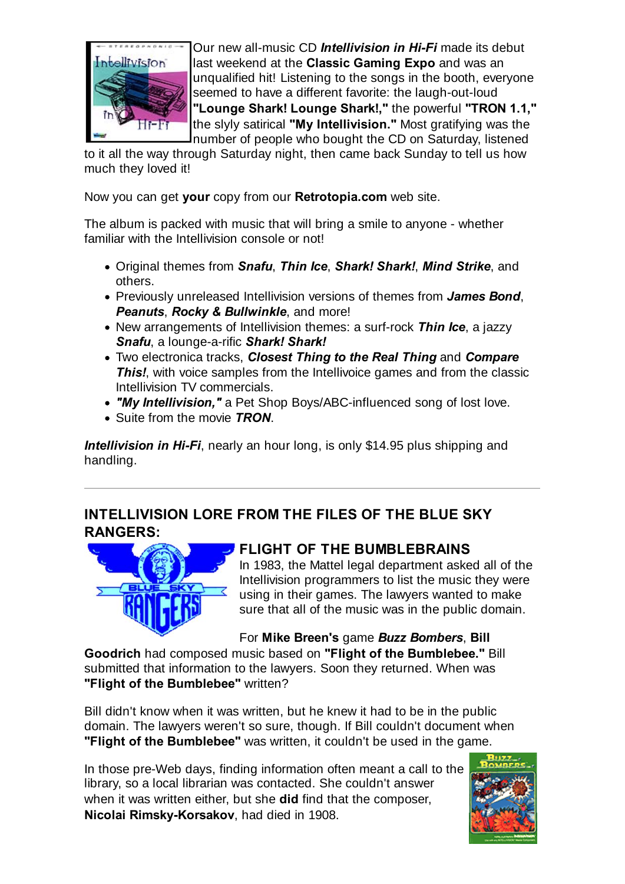Our new all-music CD ***Intellivision in Hi-Fi*** made its debut last weekend at the **Classic Gaming Expo** and was an unqualified hit! Listening to the songs in the booth, everyone seemed to have a different favorite: the laugh-out-loud **"Lounge Shark! Lounge Shark!,"** the powerful **"TRON 1.1,"** the slyly satirical **"My Intellivision."** Most gratifying was the number of people who bought the CD on Saturday, listened to it all the way through Saturday night, then came back Sunday to tell us how much they loved it!

Now you can get **your** copy from our **Retrotopia.com** web site.

The album is packed with music that will bring a smile to anyone - whether familiar with the Intellivision console or not!

- Original themes from ***Snafu***, ***Thin Ice***, ***Shark! Shark!***, ***Mind Strike***, and others.
- Previously unreleased Intellivision versions of themes from ***James Bond***, ***Peanuts***, ***Rocky & Bullwinkle***, and more!
- New arrangements of Intellivision themes: a surf-rock ***Thin Ice***, a jazzy ***Snafu***, a lounge-a-rific ***Shark! Shark!***
- Two electronica tracks, ***Closest Thing to the Real Thing*** and ***Compare This!***, with voice samples from the Intellivoice games and from the classic Intellivision TV commercials.
- ***"My Intellivision,"*** a Pet Shop Boys/ABC-influenced song of lost love.
- Suite from the movie ***TRON***.

***Intellivision in Hi-Fi***, nearly an hour long, is only $14.95 plus shipping and handling.

---

## INTELLIVISION LORE FROM THE FILES OF THE BLUE SKY RANGERS:

### FLIGHT OF THE BUMBLEBRAINS

In 1983, the Mattel legal department asked all of the Intellivision programmers to list the music they were using in their games. The lawyers wanted to make sure that all of the music was in the public domain.

For **Mike Breen's** game ***Buzz Bombers***, **Bill Goodrich** had composed music based on **"Flight of the Bumblebee."** Bill submitted that information to the lawyers. Soon they returned. When was **"Flight of the Bumblebee"** written?

Bill didn't know when it was written, but he knew it had to be in the public domain. The lawyers weren't so sure, though. If Bill couldn't document when **"Flight of the Bumblebee"** was written, it couldn't be used in the game.

In those pre-Web days, finding information often meant a call to the library, so a local librarian was contacted. She couldn't answer when it was written either, but she **did** find that the composer, **Nicolai Rimsky-Korsakov**, had died in 1908.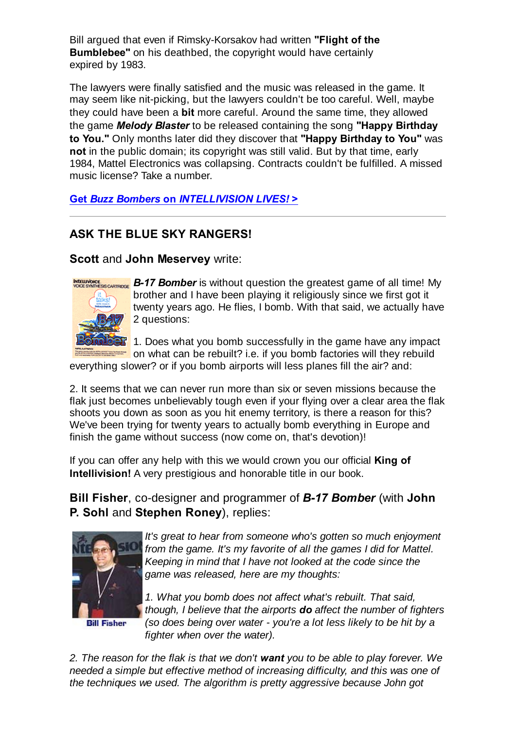Bill argued that even if Rimsky-Korsakov had written **"Flight of the Bumblebee"** on his deathbed, the copyright would have certainly expired by 1983.

The lawyers were finally satisfied and the music was released in the game. It may seem like nit-picking, but the lawyers couldn't be too careful. Well, maybe they could have been a **bit** more careful. Around the same time, they allowed the game ***Melody Blaster*** to be released containing the song **"Happy Birthday to You."** Only months later did they discover that **"Happy Birthday to You"** was **not** in the public domain; its copyright was still valid. But by that time, early 1984, Mattel Electronics was collapsing. Contracts couldn't be fulfilled. A missed music license? Take a number.

**Get *Buzz Bombers* on *INTELLIVISION LIVES!* >**

---

## ASK THE BLUE SKY RANGERS!

**Scott** and **John Meservey** write:

***B-17 Bomber*** is without question the greatest game of all time! My brother and I have been playing it religiously since we first got it twenty years ago. He flies, I bomb. With that said, we actually have 2 questions:

1. Does what you bomb successfully in the game have any impact on what can be rebuilt? i.e. if you bomb factories will they rebuild everything slower? or if you bomb airports will less planes fill the air? and:

2. It seems that we can never run more than six or seven missions because the flak just becomes unbelievably tough even if your flying over a clear area the flak shoots you down as soon as you hit enemy territory, is there a reason for this? We've been trying for twenty years to actually bomb everything in Europe and finish the game without success (now come on, that's devotion)!

If you can offer any help with this we would crown you our official **King of Intellivision!** A very prestigious and honorable title in our book.

**Bill Fisher**, co-designer and programmer of ***B-17 Bomber*** (with **John P. Sohl** and **Stephen Roney**), replies:

Bill Fisher

*It's great to hear from someone who's gotten so much enjoyment from the game. It's my favorite of all the games I did for Mattel. Keeping in mind that I have not looked at the code since the game was released, here are my thoughts:*

*1. What you bomb does not affect what's rebuilt. That said, though, I believe that the airports* ***do*** *affect the number of fighters (so does being over water - you're a lot less likely to be hit by a fighter when over the water).*

*2. The reason for the flak is that we don't* ***want*** *you to be able to play forever. We needed a simple but effective method of increasing difficulty, and this was one of the techniques we used. The algorithm is pretty aggressive because John got*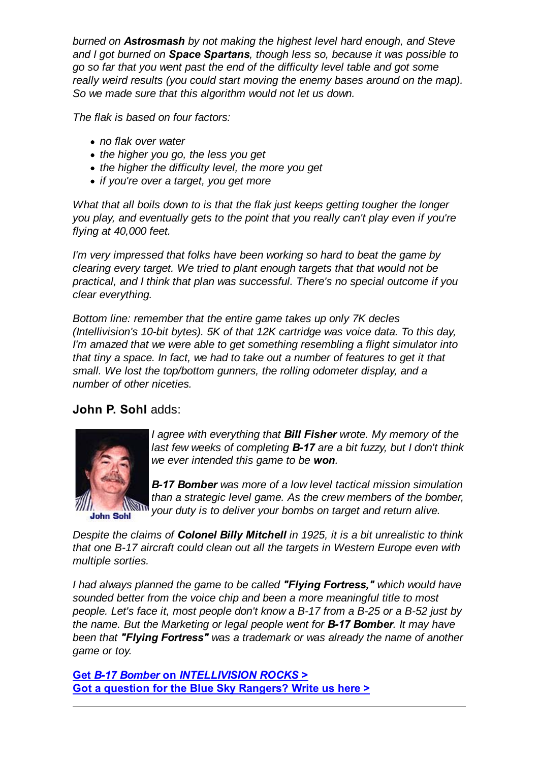*burned on **Astrosmash** by not making the highest level hard enough, and Steve and I got burned on **Space Spartans**, though less so, because it was possible to go so far that you went past the end of the difficulty level table and got some really weird results (you could start moving the enemy bases around on the map). So we made sure that this algorithm would not let us down.*

*The flak is based on four factors:*

- *no flak over water*
- *the higher you go, the less you get*
- *the higher the difficulty level, the more you get*
- *if you're over a target, you get more*

*What that all boils down to is that the flak just keeps getting tougher the longer you play, and eventually gets to the point that you really can't play even if you're flying at 40,000 feet.*

*I'm very impressed that folks have been working so hard to beat the game by clearing every target. We tried to plant enough targets that that would not be practical, and I think that plan was successful. There's no special outcome if you clear everything.*

*Bottom line: remember that the entire game takes up only 7K decles (Intellivision's 10-bit bytes). 5K of that 12K cartridge was voice data. To this day, I'm amazed that we were able to get something resembling a flight simulator into that tiny a space. In fact, we had to take out a number of features to get it that small. We lost the top/bottom gunners, the rolling odometer display, and a number of other niceties.*

### **John P. Sohl** adds:

John Sohl

*I agree with everything that **Bill Fisher** wrote. My memory of the last few weeks of completing **B-17** are a bit fuzzy, but I don't think we ever intended this game to be **won**.*

***B-17 Bomber** was more of a low level tactical mission simulation than a strategic level game. As the crew members of the bomber, your duty is to deliver your bombs on target and return alive.*

*Despite the claims of **Colonel Billy Mitchell** in 1925, it is a bit unrealistic to think that one B-17 aircraft could clean out all the targets in Western Europe even with multiple sorties.*

*I had always planned the game to be called **"Flying Fortress,"** which would have sounded better from the voice chip and been a more meaningful title to most people. Let's face it, most people don't know a B-17 from a B-25 or a B-52 just by the name. But the Marketing or legal people went for **B-17 Bomber**. It may have been that **"Flying Fortress"** was a trademark or was already the name of another game or toy.*

**Get *B-17 Bomber* on *INTELLIVISION ROCKS* >**
**Got a question for the Blue Sky Rangers? Write us here >**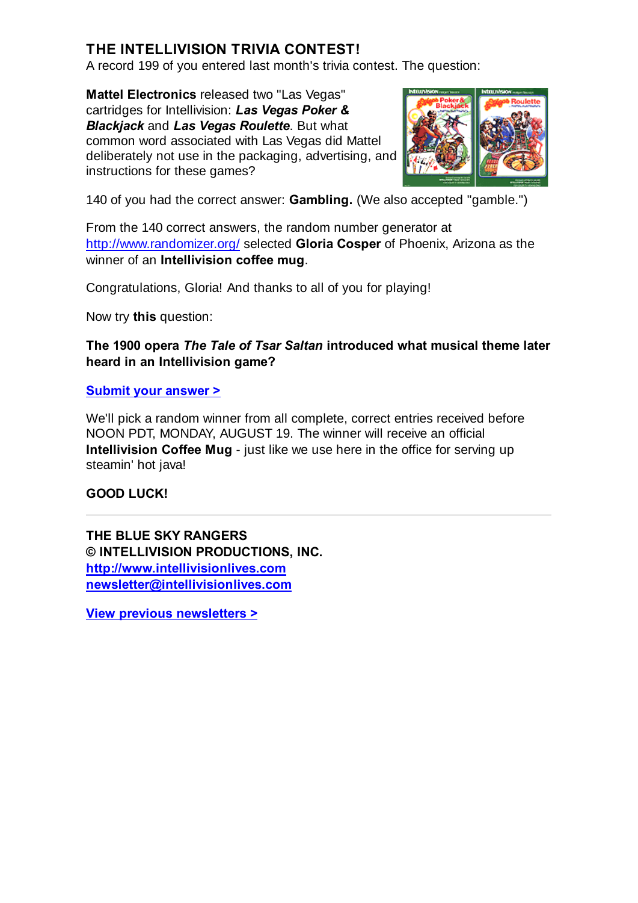## THE INTELLIVISION TRIVIA CONTEST!

A record 199 of you entered last month's trivia contest. The question:

**Mattel Electronics** released two "Las Vegas" cartridges for Intellivision: ***Las Vegas Poker & Blackjack*** and ***Las Vegas Roulette***. But what common word associated with Las Vegas did Mattel deliberately not use in the packaging, advertising, and instructions for these games?

140 of you had the correct answer: **Gambling.** (We also accepted "gamble.")

From the 140 correct answers, the random number generator at http://www.randomizer.org/ selected **Gloria Cosper** of Phoenix, Arizona as the winner of an **Intellivision coffee mug**.

Congratulations, Gloria! And thanks to all of you for playing!

Now try **this** question:

**The 1900 opera *The Tale of Tsar Saltan* introduced what musical theme later heard in an Intellivision game?**

**Submit your answer >**

We'll pick a random winner from all complete, correct entries received before NOON PDT, MONDAY, AUGUST 19. The winner will receive an official **Intellivision Coffee Mug** - just like we use here in the office for serving up steamin' hot java!

**GOOD LUCK!**

---

**THE BLUE SKY RANGERS**
**© INTELLIVISION PRODUCTIONS, INC.**
**http://www.intellivisionlives.com**
**newsletter@intellivisionlives.com**

**View previous newsletters >**